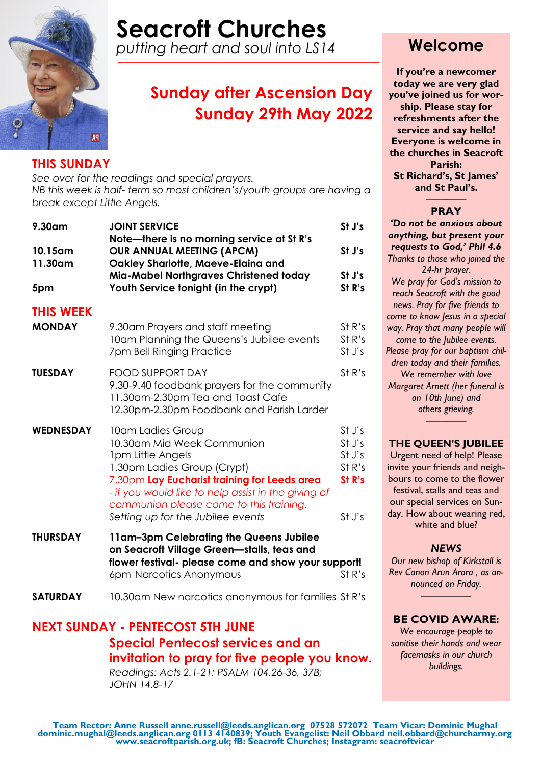# Seacroft Churches

*putting heart and soul into LS14*

## Sunday after Ascension Day
## Sunday 29th May 2022

## THIS SUNDAY

*See over for the readings and special prayers.*
*NB this week is half- term so most children's/youth groups are having a break except Little Angels.*

| | | |
|---|---|---|
| **9.30am** | **JOINT SERVICE** Note—there is no morning service at St R's | **St J's** |
| **10.15am** | **OUR ANNUAL MEETING (APCM)** | **St J's** |
| **11.30am** | **Oakley Sharlotte, Maeve-Elaina and Mia-Mabel Northgraves Christened today** | **St J's** |
| **5pm** | **Youth Service tonight (in the crypt)** | **St R's** |

## THIS WEEK

| | | |
|---|---|---|
| **MONDAY** | 9.30am Prayers and staff meeting | St R's |
| | 10am Planning the Queens's Jubilee events | St R's |
| | 7pm Bell Ringing Practice | St J's |
| **TUESDAY** | FOOD SUPPORT DAY | St R's |
| | 9.30-9.40 foodbank prayers for the community | |
| | 11.30am-2.30pm Tea and Toast Cafe | |
| | 12.30pm-2.30pm Foodbank and Parish Larder | |
| **WEDNESDAY** | 10am Ladies Group | St J's |
| | 10.30am Mid Week Communion | St J's |
| | 1pm Little Angels | St J's |
| | 1.30pm Ladies Group (Crypt) | St R's |
| | 7.30pm **Lay Eucharist training for Leeds area** *- if you would like to help assist in the giving of communion please come to this training.* | **St R's** |
| | *Setting up for the Jubilee events* | St J's |
| **THURSDAY** | **11am–3pm Celebrating the Queens Jubilee on Seacroft Village Green—stalls, teas and flower festival- please come and show your support!** | |
| | 6pm Narcotics Anonymous | St R's |
| **SATURDAY** | 10.30am New narcotics anonymous for families | St R's |

## NEXT SUNDAY - PENTECOST 5TH JUNE

**Special Pentecost services and an invitation to pray for five people you know.**

*Readings: Acts 2.1-21; PSALM 104.26-36, 37B; JOHN 14.8-17*

## Welcome

**If you're a newcomer today we are very glad you've joined us for worship. Please stay for refreshments after the service and say hello! Everyone is welcome in the churches in Seacroft Parish: St Richard's, St James' and St Paul's.**

### PRAY

***'Do not be anxious about anything, but present your requests to God,' Phil 4.6***

*Thanks to those who joined the 24-hr prayer.*
*We pray for God's mission to reach Seacroft with the good news. Pray for five friends to come to know Jesus in a special way. Pray that many people will come to the Jubilee events.*
*Please pray for our baptism children today and their families.*
*We remember with love Margaret Arnett (her funeral is on 10th June) and others grieving.*

### THE QUEEN'S JUBILEE

Urgent need of help! Please invite your friends and neighbours to come to the flower festival, stalls and teas and our special services on Sunday. How about wearing red, white and blue?

### *NEWS*

*Our new bishop of Kirkstall is Rev Canon Arun Arora , as announced on Friday.*

### BE COVID AWARE:

*We encourage people to sanitise their hands and wear facemasks in our church buildings.*

**Team Rector: Anne Russell anne.russell@leeds.anglican.org 07528 572072 Team Vicar: Dominic Mughal dominic.mughal@leeds.anglican.org 0113 4140839; Youth Evangelist: Neil Obbard neil.obbard@churcharmy.org www.seacroftparish.org.uk; fB: Seacroft Churches; Instagram: seacroftvicar**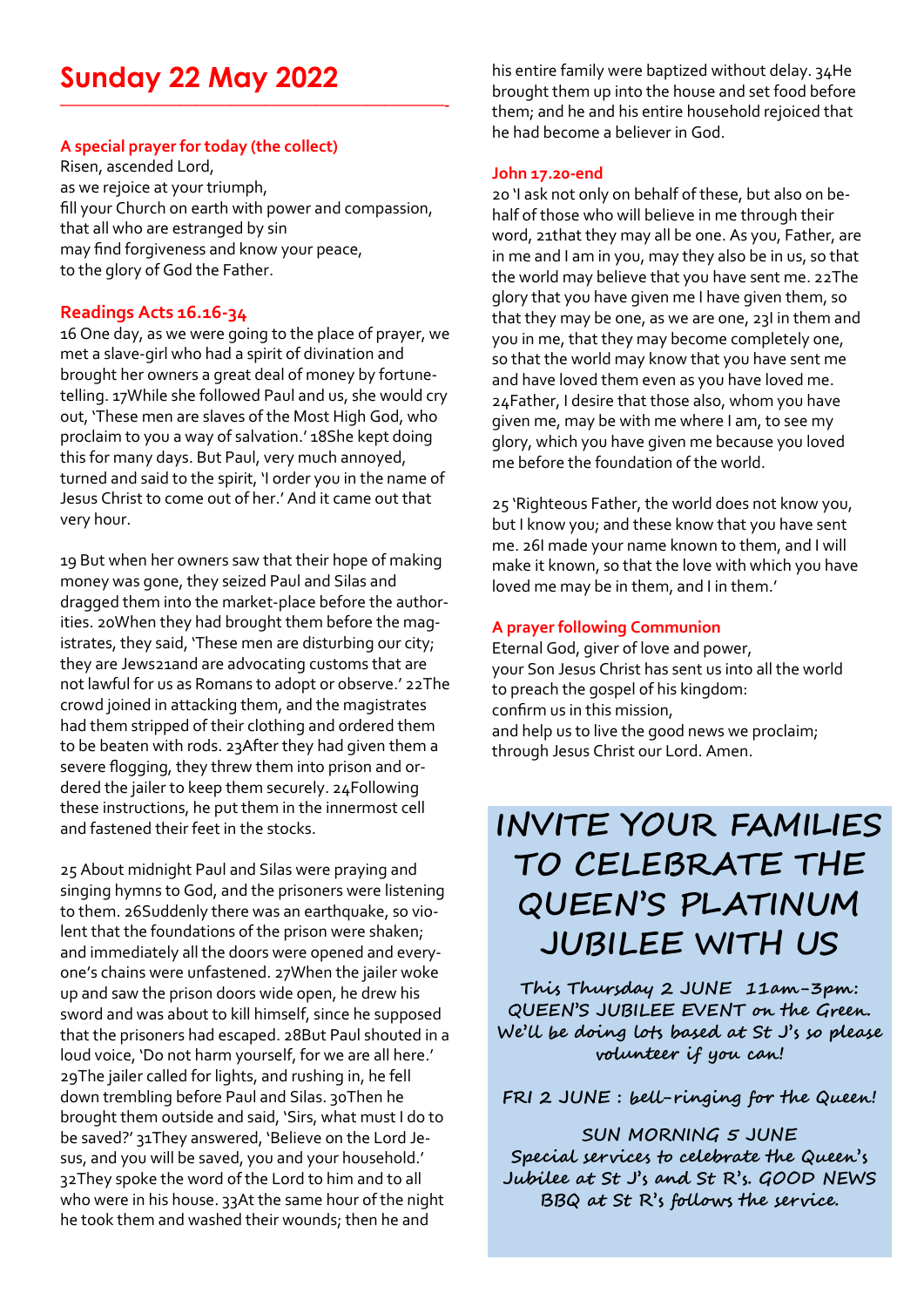# Sunday 22 May 2022

**A special prayer for today (the collect)**

Risen, ascended Lord,
as we rejoice at your triumph,
fill your Church on earth with power and compassion,
that all who are estranged by sin
may find forgiveness and know your peace,
to the glory of God the Father.

**Readings Acts 16.16-34**

16 One day, as we were going to the place of prayer, we met a slave-girl who had a spirit of divination and brought her owners a great deal of money by fortune-telling. 17While she followed Paul and us, she would cry out, 'These men are slaves of the Most High God, who proclaim to you a way of salvation.' 18She kept doing this for many days. But Paul, very much annoyed, turned and said to the spirit, 'I order you in the name of Jesus Christ to come out of her.' And it came out that very hour.

19 But when her owners saw that their hope of making money was gone, they seized Paul and Silas and dragged them into the market-place before the authorities. 20When they had brought them before the magistrates, they said, 'These men are disturbing our city; they are Jews21and are advocating customs that are not lawful for us as Romans to adopt or observe.' 22The crowd joined in attacking them, and the magistrates had them stripped of their clothing and ordered them to be beaten with rods. 23After they had given them a severe flogging, they threw them into prison and ordered the jailer to keep them securely. 24Following these instructions, he put them in the innermost cell and fastened their feet in the stocks.

25 About midnight Paul and Silas were praying and singing hymns to God, and the prisoners were listening to them. 26Suddenly there was an earthquake, so violent that the foundations of the prison were shaken; and immediately all the doors were opened and everyone's chains were unfastened. 27When the jailer woke up and saw the prison doors wide open, he drew his sword and was about to kill himself, since he supposed that the prisoners had escaped. 28But Paul shouted in a loud voice, 'Do not harm yourself, for we are all here.' 29The jailer called for lights, and rushing in, he fell down trembling before Paul and Silas. 30Then he brought them outside and said, 'Sirs, what must I do to be saved?' 31They answered, 'Believe on the Lord Jesus, and you will be saved, you and your household.' 32They spoke the word of the Lord to him and to all who were in his house. 33At the same hour of the night he took them and washed their wounds; then he and his entire family were baptized without delay. 34He brought them up into the house and set food before them; and he and his entire household rejoiced that he had become a believer in God.

**John 17.20-end**

20 'I ask not only on behalf of these, but also on behalf of those who will believe in me through their word, 21that they may all be one. As you, Father, are in me and I am in you, may they also be in us, so that the world may believe that you have sent me. 22The glory that you have given me I have given them, so that they may be one, as we are one, 23I in them and you in me, that they may become completely one, so that the world may know that you have sent me and have loved them even as you have loved me. 24Father, I desire that those also, whom you have given me, may be with me where I am, to see my glory, which you have given me because you loved me before the foundation of the world.

25 'Righteous Father, the world does not know you, but I know you; and these know that you have sent me. 26I made your name known to them, and I will make it known, so that the love with which you have loved me may be in them, and I in them.'

**A prayer following Communion**

Eternal God, giver of love and power,
your Son Jesus Christ has sent us into all the world
to preach the gospel of his kingdom:
confirm us in this mission,
and help us to live the good news we proclaim;
through Jesus Christ our Lord. Amen.

## INVITE YOUR FAMILIES TO CELEBRATE THE QUEEN'S PLATINUM JUBILEE WITH US

This Thursday 2 JUNE 11am-3pm: QUEEN'S JUBILEE EVENT on the Green. We'll be doing lots based at St J's so please volunteer if you can!

FRI 2 JUNE : bell-ringing for the Queen!

SUN MORNING 5 JUNE
Special services to celebrate the Queen's Jubilee at St J's and St R's. GOOD NEWS BBQ at St R's follows the service.